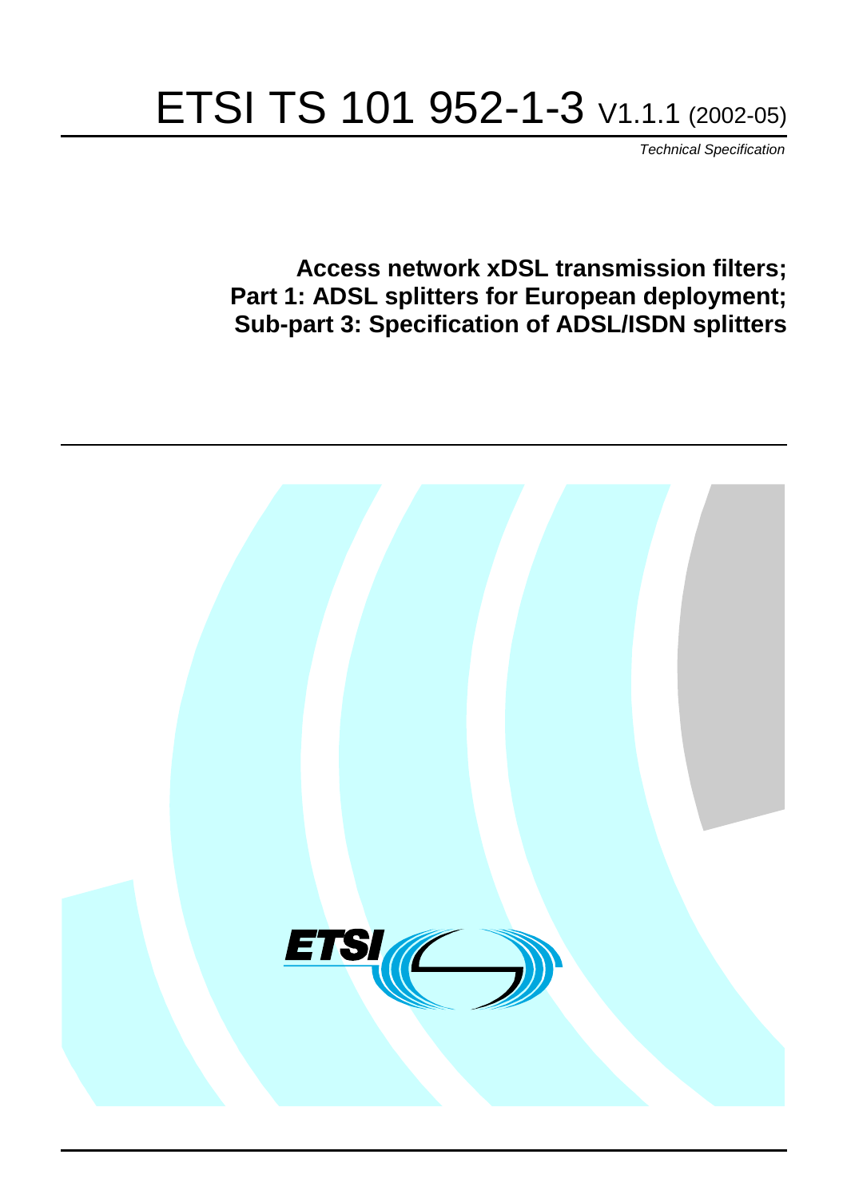# ETSI TS 101 952-1-3 V1.1.1 (2002-05)

*Technical Specification*

## Access network xDSL transmission filters; Part 1: ADSL splitters for European deployment; Sub-part 3: Specification of ADSL/ISDN splitters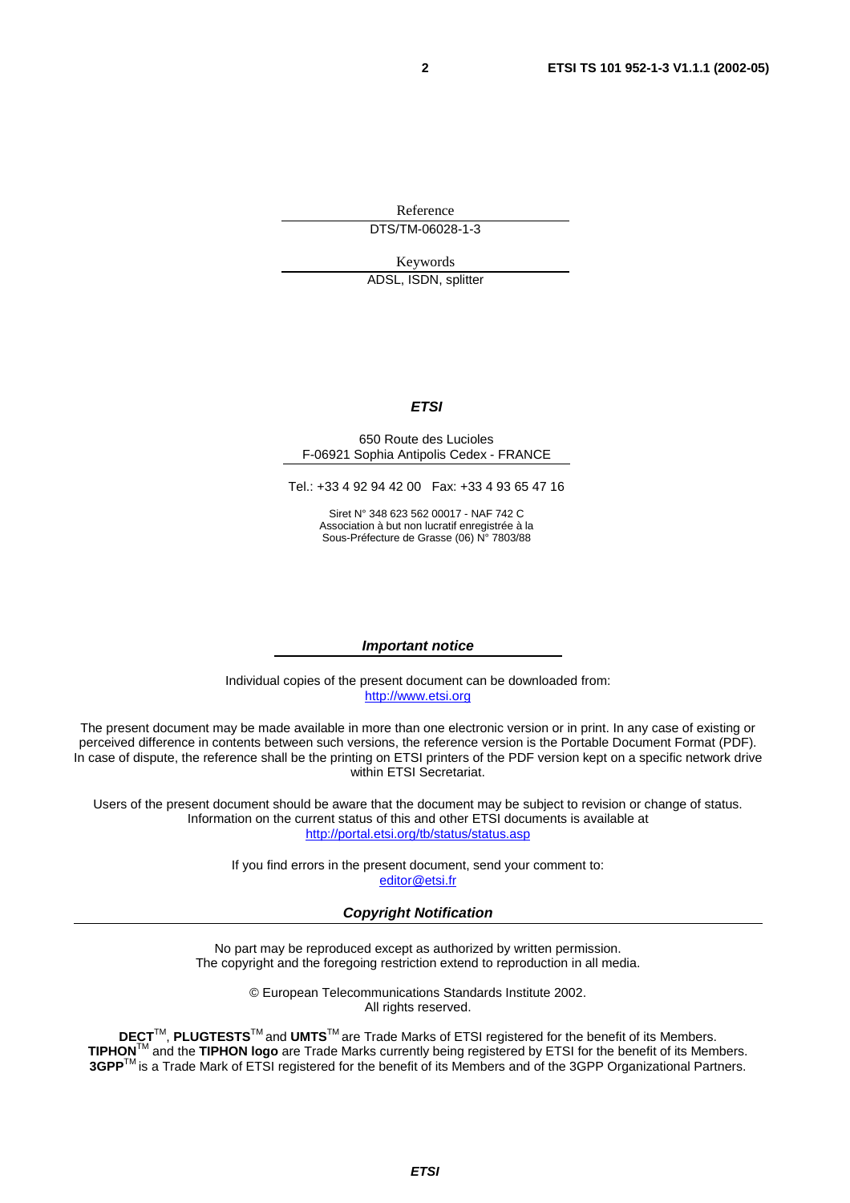Reference

DTS/TM-06028-1-3

Keywords

ADSL, ISDN, splitter

***ETSI***

650 Route des Lucioles
F-06921 Sophia Antipolis Cedex - FRANCE

Tel.: +33 4 92 94 42 00 Fax: +33 4 93 65 47 16

Siret N° 348 623 562 00017 - NAF 742 C
Association à but non lucratif enregistrée à la
Sous-Préfecture de Grasse (06) N° 7803/88

***Important notice***

Individual copies of the present document can be downloaded from:
http://www.etsi.org

The present document may be made available in more than one electronic version or in print. In any case of existing or perceived difference in contents between such versions, the reference version is the Portable Document Format (PDF). In case of dispute, the reference shall be the printing on ETSI printers of the PDF version kept on a specific network drive within ETSI Secretariat.

Users of the present document should be aware that the document may be subject to revision or change of status. Information on the current status of this and other ETSI documents is available at
http://portal.etsi.org/tb/status/status.asp

If you find errors in the present document, send your comment to:
editor@etsi.fr

***Copyright Notification***

No part may be reproduced except as authorized by written permission.
The copyright and the foregoing restriction extend to reproduction in all media.

© European Telecommunications Standards Institute 2002.
All rights reserved.

**DECT**TM, **PLUGTESTS**TM and **UMTS**TM are Trade Marks of ETSI registered for the benefit of its Members.
**TIPHON**TM and the **TIPHON logo** are Trade Marks currently being registered by ETSI for the benefit of its Members.
**3GPP**TM is a Trade Mark of ETSI registered for the benefit of its Members and of the 3GPP Organizational Partners.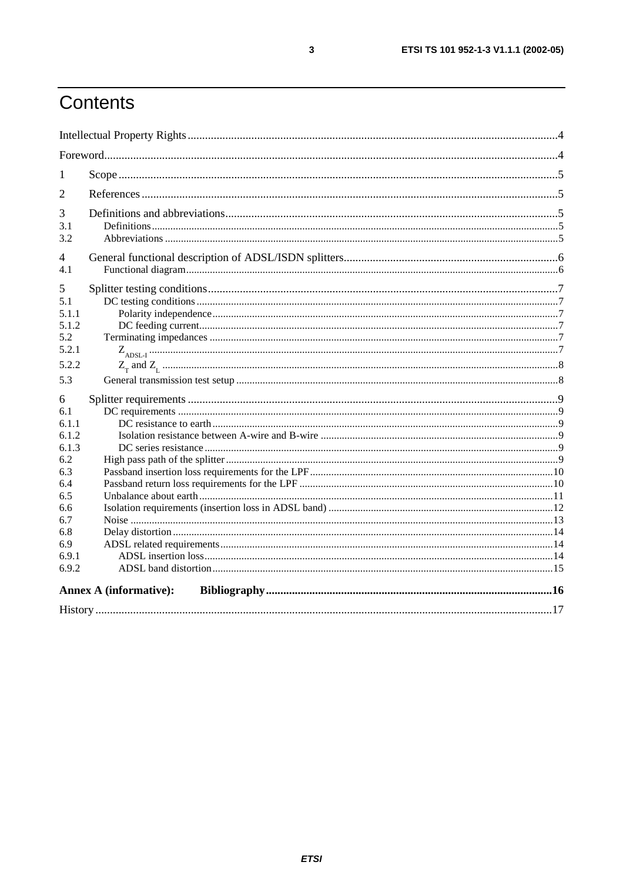# Contents

Intellectual Property Rights....4

Foreword....4

1 Scope....5

2 References....5

3 Definitions and abbreviations....5

3.1 Definitions....5

3.2 Abbreviations....5

4 General functional description of ADSL/ISDN splitters....6

4.1 Functional diagram....6

5 Splitter testing conditions....7

5.1 DC testing conditions....7

5.1.1 Polarity independence....7

5.1.2 DC feeding current....7

5.2 Terminating impedances....7

5.2.1 $Z_{ADSL-I}$....7

5.2.2 $Z_T$ and $Z_L$....8

5.3 General transmission test setup....8

6 Splitter requirements....9

6.1 DC requirements....9

6.1.1 DC resistance to earth....9

6.1.2 Isolation resistance between A-wire and B-wire....9

6.1.3 DC series resistance....9

6.2 High pass path of the splitter....9

6.3 Passband insertion loss requirements for the LPF....10

6.4 Passband return loss requirements for the LPF....10

6.5 Unbalance about earth....11

6.6 Isolation requirements (insertion loss in ADSL band)....12

6.7 Noise....13

6.8 Delay distortion....14

6.9 ADSL related requirements....14

6.9.1 ADSL insertion loss....14

6.9.2 ADSL band distortion....15

**Annex A (informative): Bibliography....16**

History....17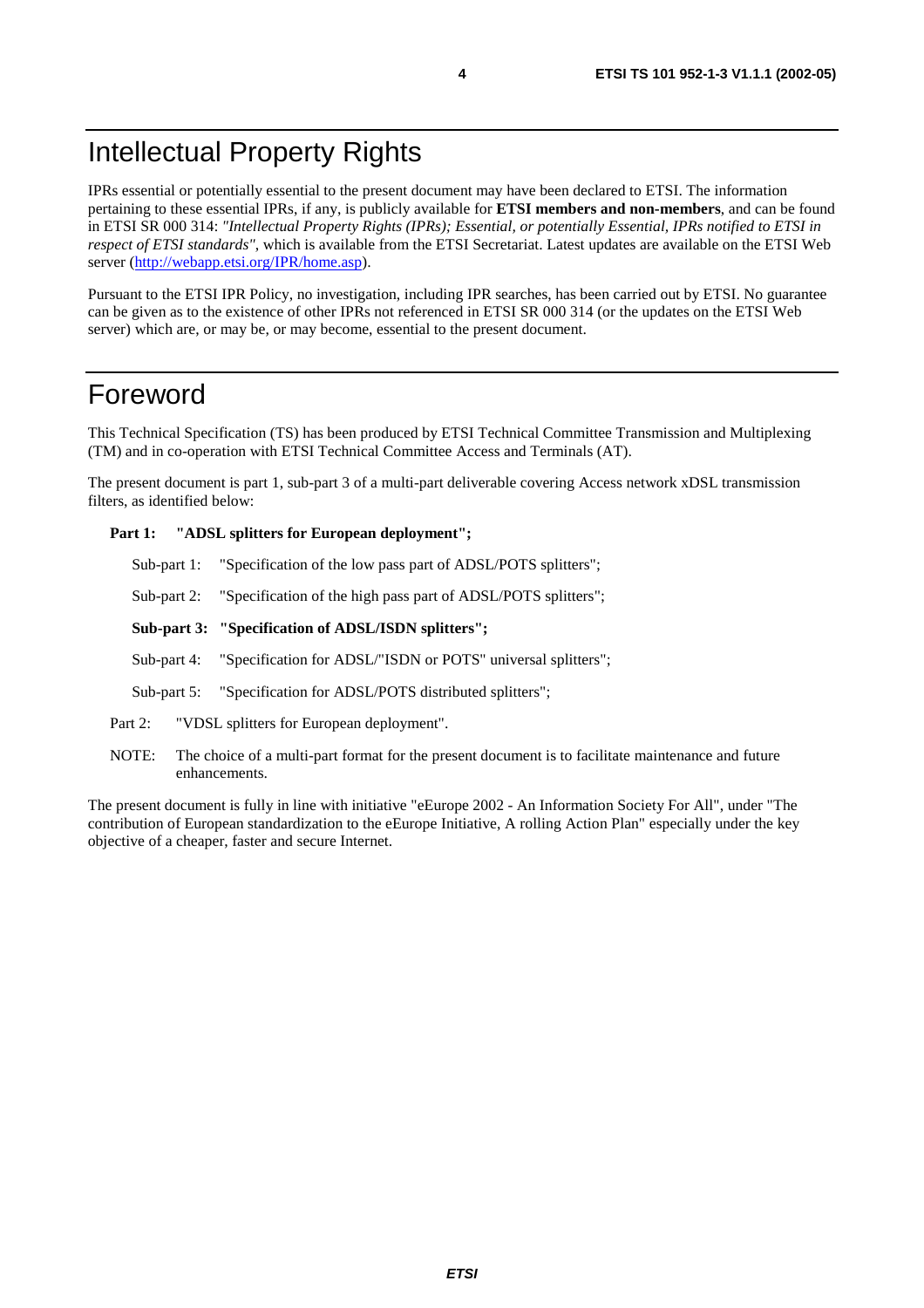# Intellectual Property Rights

IPRs essential or potentially essential to the present document may have been declared to ETSI. The information pertaining to these essential IPRs, if any, is publicly available for **ETSI members and non-members**, and can be found in ETSI SR 000 314: *"Intellectual Property Rights (IPRs); Essential, or potentially Essential, IPRs notified to ETSI in respect of ETSI standards"*, which is available from the ETSI Secretariat. Latest updates are available on the ETSI Web server (http://webapp.etsi.org/IPR/home.asp).

Pursuant to the ETSI IPR Policy, no investigation, including IPR searches, has been carried out by ETSI. No guarantee can be given as to the existence of other IPRs not referenced in ETSI SR 000 314 (or the updates on the ETSI Web server) which are, or may be, or may become, essential to the present document.

# Foreword

This Technical Specification (TS) has been produced by ETSI Technical Committee Transmission and Multiplexing (TM) and in co-operation with ETSI Technical Committee Access and Terminals (AT).

The present document is part 1, sub-part 3 of a multi-part deliverable covering Access network xDSL transmission filters, as identified below:

**Part 1: "ADSL splitters for European deployment";**

- Sub-part 1: "Specification of the low pass part of ADSL/POTS splitters";
- Sub-part 2: "Specification of the high pass part of ADSL/POTS splitters";
- **Sub-part 3: "Specification of ADSL/ISDN splitters";**
- Sub-part 4: "Specification for ADSL/"ISDN or POTS" universal splitters";
- Sub-part 5: "Specification for ADSL/POTS distributed splitters";

Part 2: "VDSL splitters for European deployment".

NOTE: The choice of a multi-part format for the present document is to facilitate maintenance and future enhancements.

The present document is fully in line with initiative "eEurope 2002 - An Information Society For All", under "The contribution of European standardization to the eEurope Initiative, A rolling Action Plan" especially under the key objective of a cheaper, faster and secure Internet.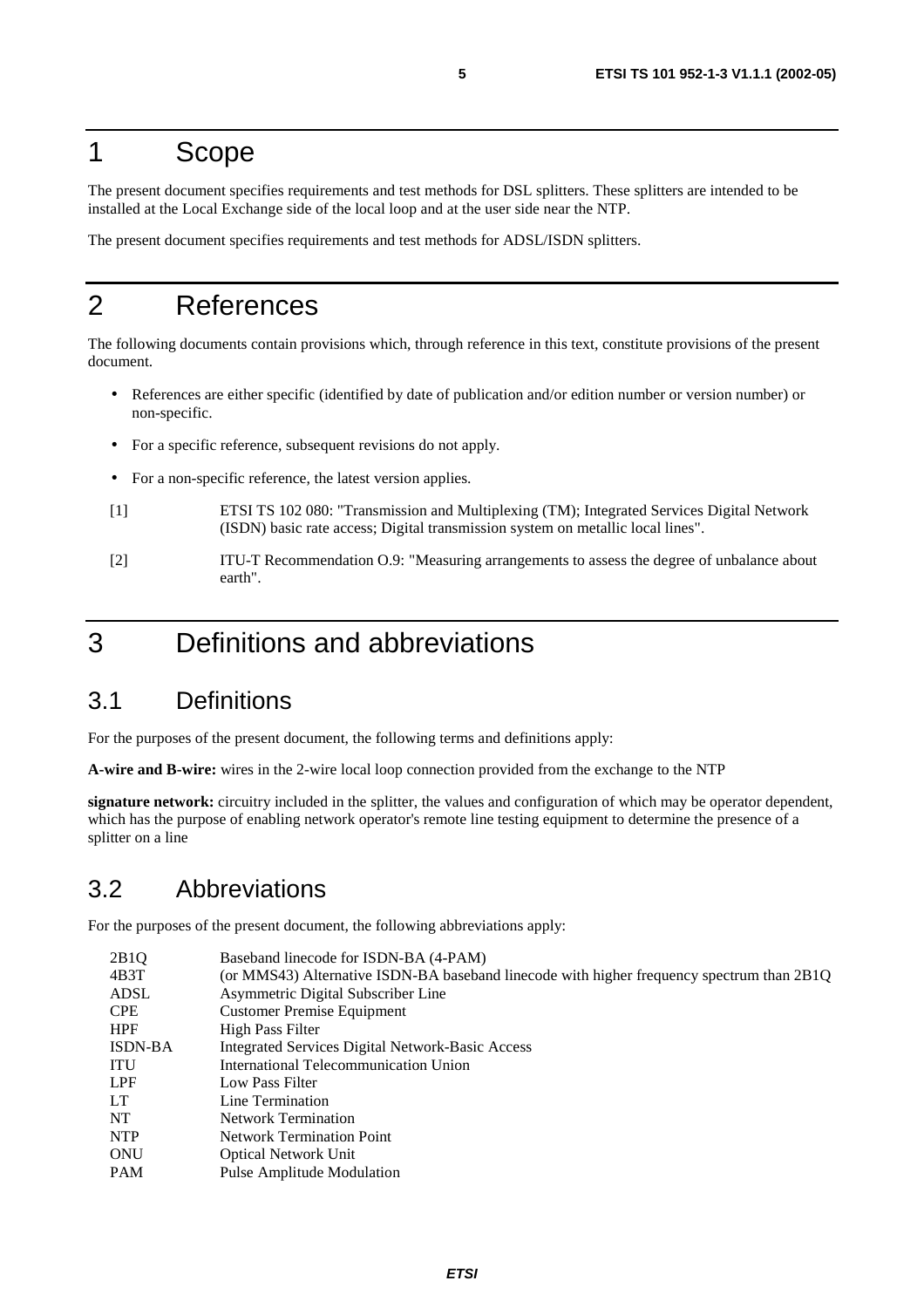# 1 Scope

The present document specifies requirements and test methods for DSL splitters. These splitters are intended to be installed at the Local Exchange side of the local loop and at the user side near the NTP.

The present document specifies requirements and test methods for ADSL/ISDN splitters.

# 2 References

The following documents contain provisions which, through reference in this text, constitute provisions of the present document.

- References are either specific (identified by date of publication and/or edition number or version number) or non-specific.
- For a specific reference, subsequent revisions do not apply.
- For a non-specific reference, the latest version applies.

[1] ETSI TS 102 080: "Transmission and Multiplexing (TM); Integrated Services Digital Network (ISDN) basic rate access; Digital transmission system on metallic local lines".

[2] ITU-T Recommendation O.9: "Measuring arrangements to assess the degree of unbalance about earth".

# 3 Definitions and abbreviations

## 3.1 Definitions

For the purposes of the present document, the following terms and definitions apply:

**A-wire and B-wire:** wires in the 2-wire local loop connection provided from the exchange to the NTP

**signature network:** circuitry included in the splitter, the values and configuration of which may be operator dependent, which has the purpose of enabling network operator's remote line testing equipment to determine the presence of a splitter on a line

## 3.2 Abbreviations

For the purposes of the present document, the following abbreviations apply:

| | |
|---|---|
| 2B1Q | Baseband linecode for ISDN-BA (4-PAM) |
| 4B3T | (or MMS43) Alternative ISDN-BA baseband linecode with higher frequency spectrum than 2B1Q |
| ADSL | Asymmetric Digital Subscriber Line |
| CPE | Customer Premise Equipment |
| HPF | High Pass Filter |
| ISDN-BA | Integrated Services Digital Network-Basic Access |
| ITU | International Telecommunication Union |
| LPF | Low Pass Filter |
| LT | Line Termination |
| NT | Network Termination |
| NTP | Network Termination Point |
| ONU | Optical Network Unit |
| PAM | Pulse Amplitude Modulation |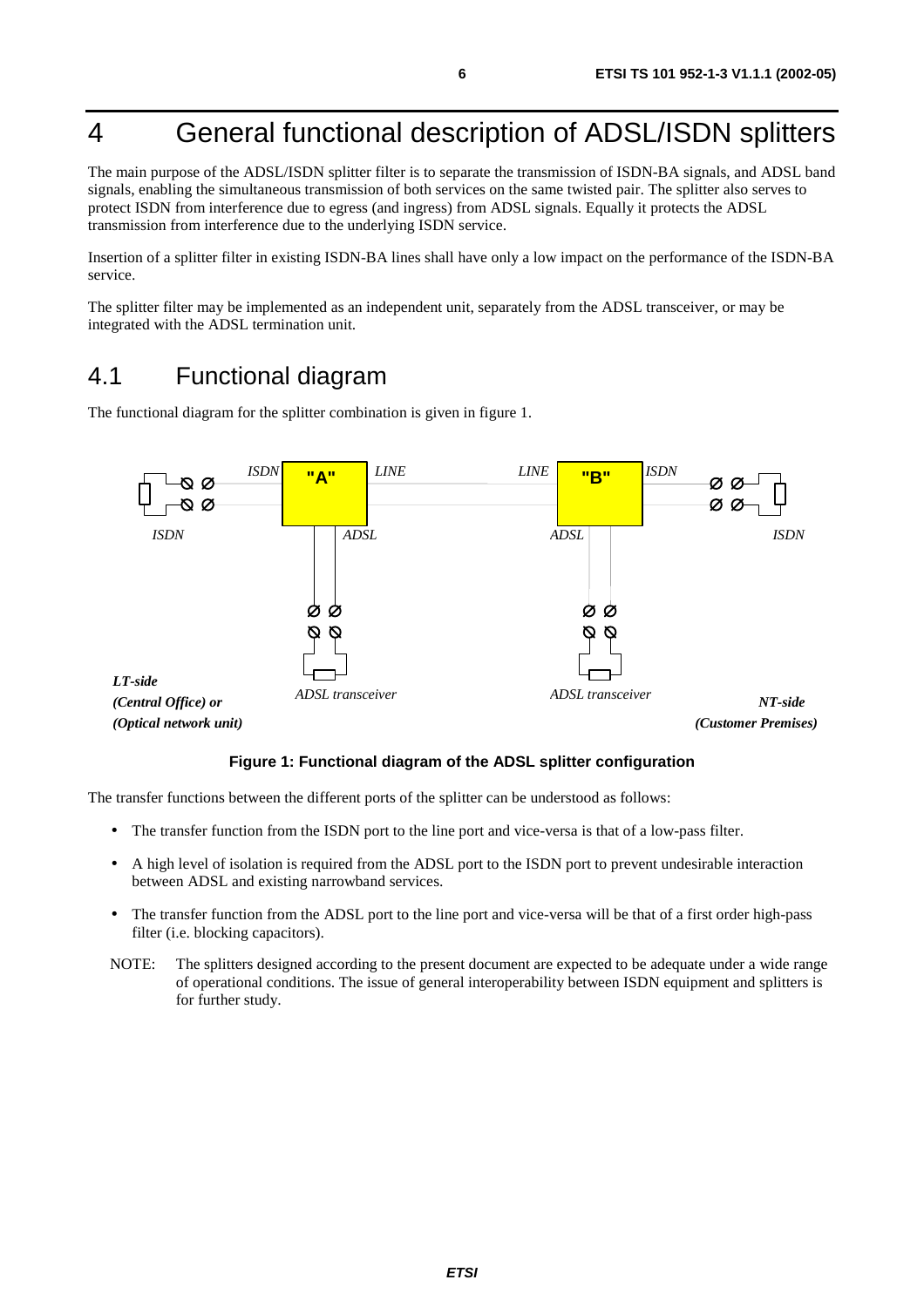# 4 General functional description of ADSL/ISDN splitters

The main purpose of the ADSL/ISDN splitter filter is to separate the transmission of ISDN-BA signals, and ADSL band signals, enabling the simultaneous transmission of both services on the same twisted pair. The splitter also serves to protect ISDN from interference due to egress (and ingress) from ADSL signals. Equally it protects the ADSL transmission from interference due to the underlying ISDN service.

Insertion of a splitter filter in existing ISDN-BA lines shall have only a low impact on the performance of the ISDN-BA service.

The splitter filter may be implemented as an independent unit, separately from the ADSL transceiver, or may be integrated with the ADSL termination unit.

## 4.1 Functional diagram

The functional diagram for the splitter combination is given in figure 1.

**Figure 1: Functional diagram of the ADSL splitter configuration**

The transfer functions between the different ports of the splitter can be understood as follows:

- The transfer function from the ISDN port to the line port and vice-versa is that of a low-pass filter.
- A high level of isolation is required from the ADSL port to the ISDN port to prevent undesirable interaction between ADSL and existing narrowband services.
- The transfer function from the ADSL port to the line port and vice-versa will be that of a first order high-pass filter (i.e. blocking capacitors).

NOTE: The splitters designed according to the present document are expected to be adequate under a wide range of operational conditions. The issue of general interoperability between ISDN equipment and splitters is for further study.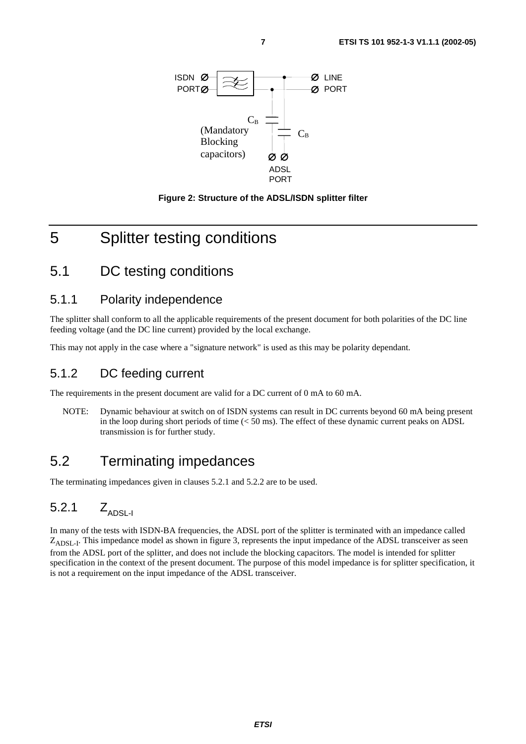Figure 2: Structure of the ADSL/ISDN splitter filter

# 5 Splitter testing conditions

## 5.1 DC testing conditions

### 5.1.1 Polarity independence

The splitter shall conform to all the applicable requirements of the present document for both polarities of the DC line feeding voltage (and the DC line current) provided by the local exchange.

This may not apply in the case where a "signature network" is used as this may be polarity dependant.

### 5.1.2 DC feeding current

The requirements in the present document are valid for a DC current of 0 mA to 60 mA.

NOTE: Dynamic behaviour at switch on of ISDN systems can result in DC currents beyond 60 mA being present in the loop during short periods of time (< 50 ms). The effect of these dynamic current peaks on ADSL transmission is for further study.

## 5.2 Terminating impedances

The terminating impedances given in clauses 5.2.1 and 5.2.2 are to be used.

### 5.2.1 $Z_{ADSL-I}$

In many of the tests with ISDN-BA frequencies, the ADSL port of the splitter is terminated with an impedance called $Z_{ADSL-I}$. This impedance model as shown in figure 3, represents the input impedance of the ADSL transceiver as seen from the ADSL port of the splitter, and does not include the blocking capacitors. The model is intended for splitter specification in the context of the present document. The purpose of this model impedance is for splitter specification, it is not a requirement on the input impedance of the ADSL transceiver.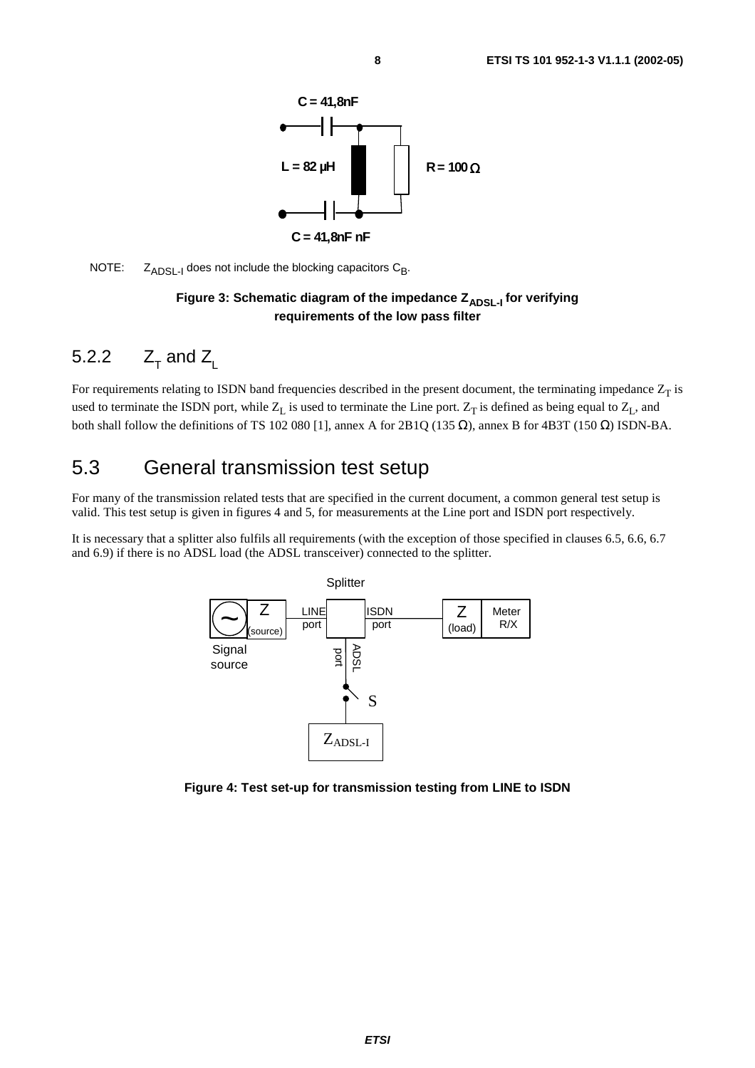NOTE: $Z_{ADSL-I}$ does not include the blocking capacitors $C_B$.

**Figure 3: Schematic diagram of the impedance $Z_{ADSL-I}$ for verifying requirements of the low pass filter**

## 5.2.2 $Z_T$ and $Z_L$

For requirements relating to ISDN band frequencies described in the present document, the terminating impedance $Z_T$ is used to terminate the ISDN port, while $Z_L$ is used to terminate the Line port. $Z_T$ is defined as being equal to $Z_L$, and both shall follow the definitions of TS 102 080 [1], annex A for 2B1Q (135 Ω), annex B for 4B3T (150 Ω) ISDN-BA.

# 5.3 General transmission test setup

For many of the transmission related tests that are specified in the current document, a common general test setup is valid. This test setup is given in figures 4 and 5, for measurements at the Line port and ISDN port respectively.

It is necessary that a splitter also fulfils all requirements (with the exception of those specified in clauses 6.5, 6.6, 6.7 and 6.9) if there is no ADSL load (the ADSL transceiver) connected to the splitter.

**Figure 4: Test set-up for transmission testing from LINE to ISDN**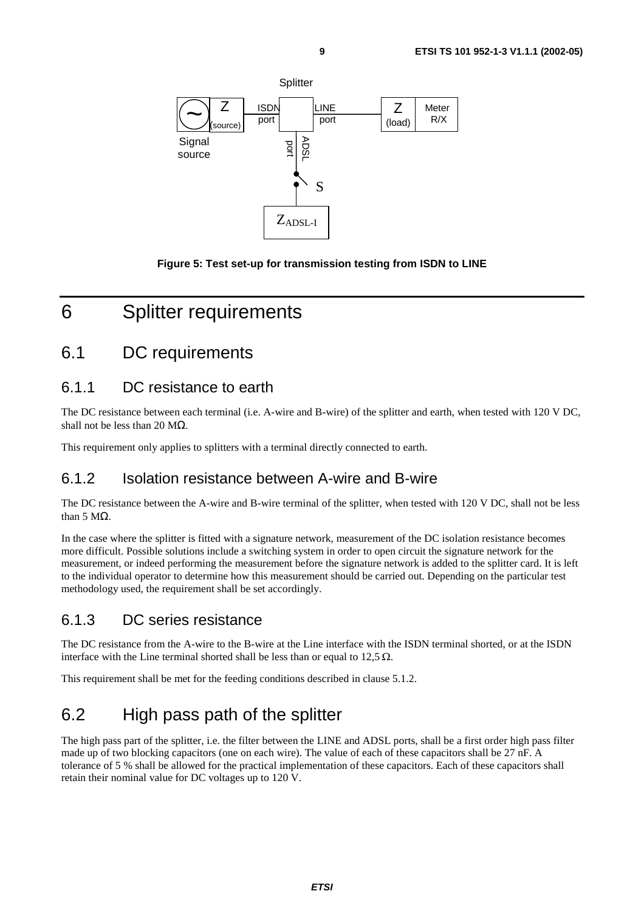Figure 5: Test set-up for transmission testing from ISDN to LINE

# 6 Splitter requirements

## 6.1 DC requirements

### 6.1.1 DC resistance to earth

The DC resistance between each terminal (i.e. A-wire and B-wire) of the splitter and earth, when tested with 120 V DC, shall not be less than 20 MΩ.

This requirement only applies to splitters with a terminal directly connected to earth.

### 6.1.2 Isolation resistance between A-wire and B-wire

The DC resistance between the A-wire and B-wire terminal of the splitter, when tested with 120 V DC, shall not be less than 5 MΩ.

In the case where the splitter is fitted with a signature network, measurement of the DC isolation resistance becomes more difficult. Possible solutions include a switching system in order to open circuit the signature network for the measurement, or indeed performing the measurement before the signature network is added to the splitter card. It is left to the individual operator to determine how this measurement should be carried out. Depending on the particular test methodology used, the requirement shall be set accordingly.

### 6.1.3 DC series resistance

The DC resistance from the A-wire to the B-wire at the Line interface with the ISDN terminal shorted, or at the ISDN interface with the Line terminal shorted shall be less than or equal to 12,5 Ω.

This requirement shall be met for the feeding conditions described in clause 5.1.2.

## 6.2 High pass path of the splitter

The high pass part of the splitter, i.e. the filter between the LINE and ADSL ports, shall be a first order high pass filter made up of two blocking capacitors (one on each wire). The value of each of these capacitors shall be 27 nF. A tolerance of 5 % shall be allowed for the practical implementation of these capacitors. Each of these capacitors shall retain their nominal value for DC voltages up to 120 V.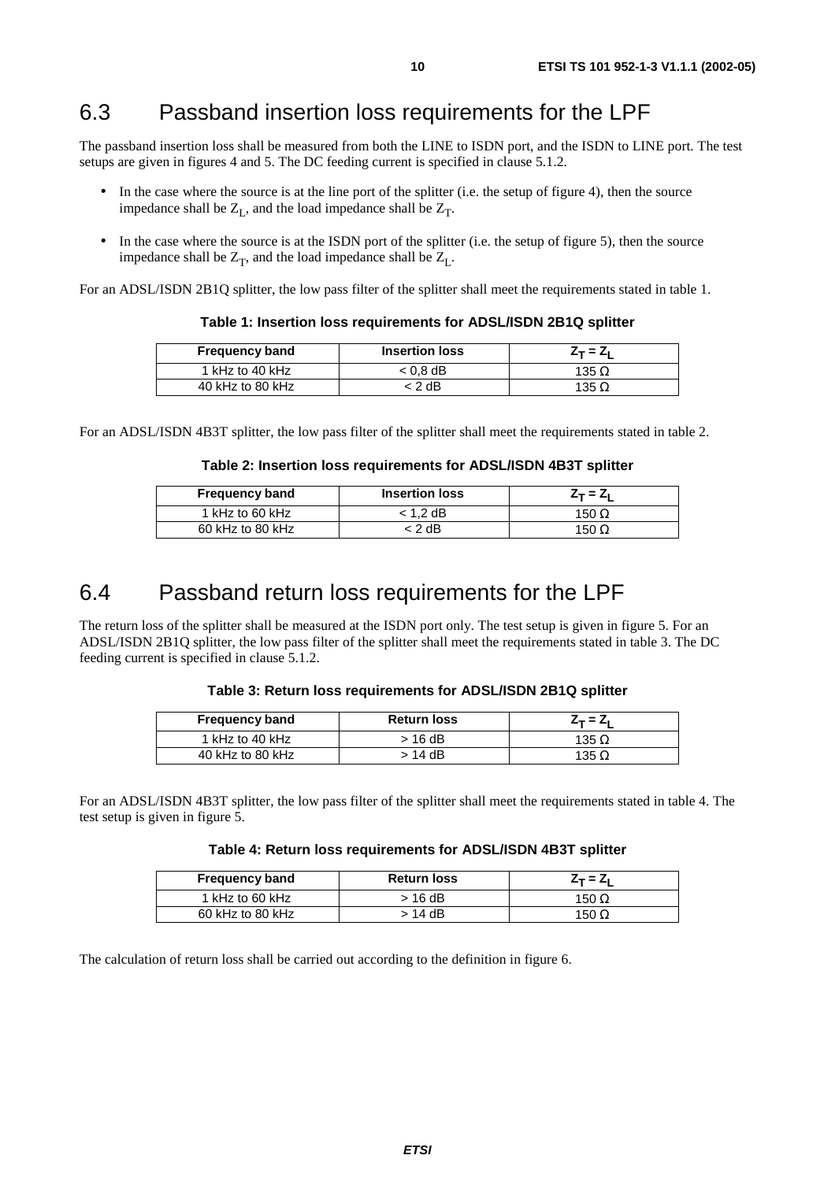## 6.3 Passband insertion loss requirements for the LPF

The passband insertion loss shall be measured from both the LINE to ISDN port, and the ISDN to LINE port. The test setups are given in figures 4 and 5. The DC feeding current is specified in clause 5.1.2.

- In the case where the source is at the line port of the splitter (i.e. the setup of figure 4), then the source impedance shall be $Z_L$, and the load impedance shall be $Z_T$.
- In the case where the source is at the ISDN port of the splitter (i.e. the setup of figure 5), then the source impedance shall be $Z_T$, and the load impedance shall be $Z_L$.

For an ADSL/ISDN 2B1Q splitter, the low pass filter of the splitter shall meet the requirements stated in table 1.

**Table 1: Insertion loss requirements for ADSL/ISDN 2B1Q splitter**

| Frequency band | Insertion loss | $Z_T = Z_L$ |
|---|---|---|
| 1 kHz to 40 kHz | < 0,8 dB | 135 Ω |
| 40 kHz to 80 kHz | < 2 dB | 135 Ω |

For an ADSL/ISDN 4B3T splitter, the low pass filter of the splitter shall meet the requirements stated in table 2.

**Table 2: Insertion loss requirements for ADSL/ISDN 4B3T splitter**

| Frequency band | Insertion loss | $Z_T = Z_L$ |
|---|---|---|
| 1 kHz to 60 kHz | < 1,2 dB | 150 Ω |
| 60 kHz to 80 kHz | < 2 dB | 150 Ω |

## 6.4 Passband return loss requirements for the LPF

The return loss of the splitter shall be measured at the ISDN port only. The test setup is given in figure 5. For an ADSL/ISDN 2B1Q splitter, the low pass filter of the splitter shall meet the requirements stated in table 3. The DC feeding current is specified in clause 5.1.2.

**Table 3: Return loss requirements for ADSL/ISDN 2B1Q splitter**

| Frequency band | Return loss | $Z_T = Z_L$ |
|---|---|---|
| 1 kHz to 40 kHz | > 16 dB | 135 Ω |
| 40 kHz to 80 kHz | > 14 dB | 135 Ω |

For an ADSL/ISDN 4B3T splitter, the low pass filter of the splitter shall meet the requirements stated in table 4. The test setup is given in figure 5.

**Table 4: Return loss requirements for ADSL/ISDN 4B3T splitter**

| Frequency band | Return loss | $Z_T = Z_L$ |
|---|---|---|
| 1 kHz to 60 kHz | > 16 dB | 150 Ω |
| 60 kHz to 80 kHz | > 14 dB | 150 Ω |

The calculation of return loss shall be carried out according to the definition in figure 6.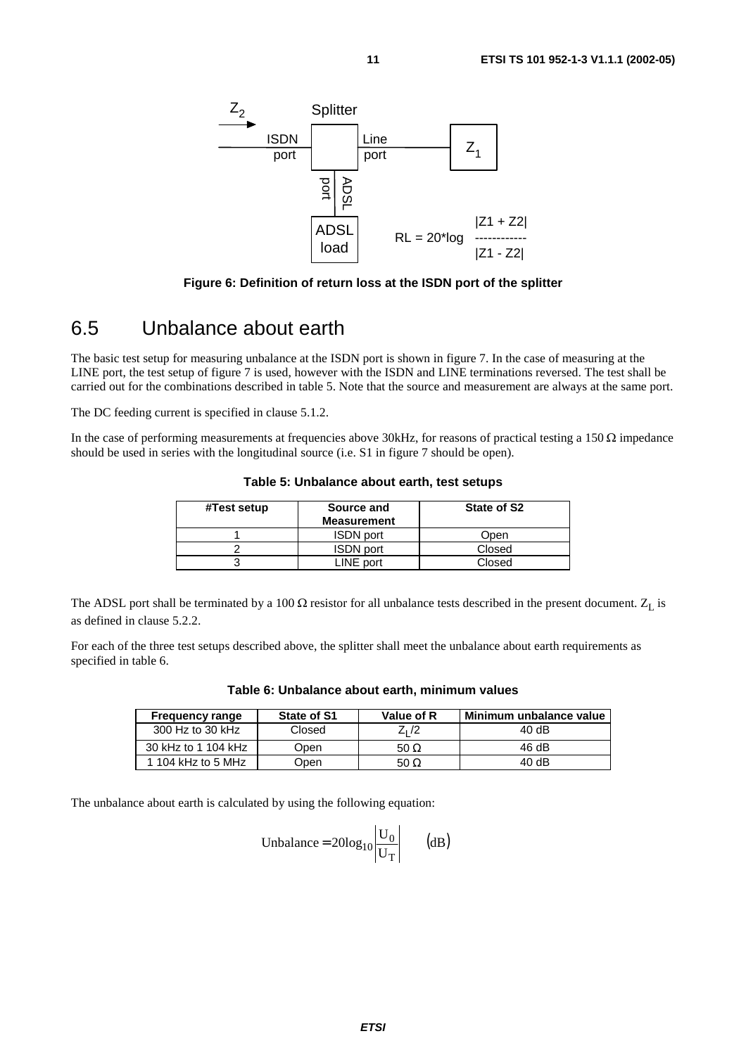Figure 6: Definition of return loss at the ISDN port of the splitter

## 6.5 Unbalance about earth

The basic test setup for measuring unbalance at the ISDN port is shown in figure 7. In the case of measuring at the LINE port, the test setup of figure 7 is used, however with the ISDN and LINE terminations reversed. The test shall be carried out for the combinations described in table 5. Note that the source and measurement are always at the same port.

The DC feeding current is specified in clause 5.1.2.

In the case of performing measurements at frequencies above 30kHz, for reasons of practical testing a 150 Ω impedance should be used in series with the longitudinal source (i.e. S1 in figure 7 should be open).

**Table 5: Unbalance about earth, test setups**

| #Test setup | Source and Measurement | State of S2 |
|---|---|---|
| 1 | ISDN port | Open |
| 2 | ISDN port | Closed |
| 3 | LINE port | Closed |

The ADSL port shall be terminated by a 100 Ω resistor for all unbalance tests described in the present document. $Z_L$ is as defined in clause 5.2.2.

For each of the three test setups described above, the splitter shall meet the unbalance about earth requirements as specified in table 6.

**Table 6: Unbalance about earth, minimum values**

| Frequency range | State of S1 | Value of R | Minimum unbalance value |
|---|---|---|---|
| 300 Hz to 30 kHz | Closed | $Z_L/2$ | 40 dB |
| 30 kHz to 1 104 kHz | Open | 50 Ω | 46 dB |
| 1 104 kHz to 5 MHz | Open | 50 Ω | 40 dB |

The unbalance about earth is calculated by using the following equation:

$$\text{Unbalance} = 20\log_{10}\left|\frac{U_0}{U_T}\right| \qquad (\text{dB})$$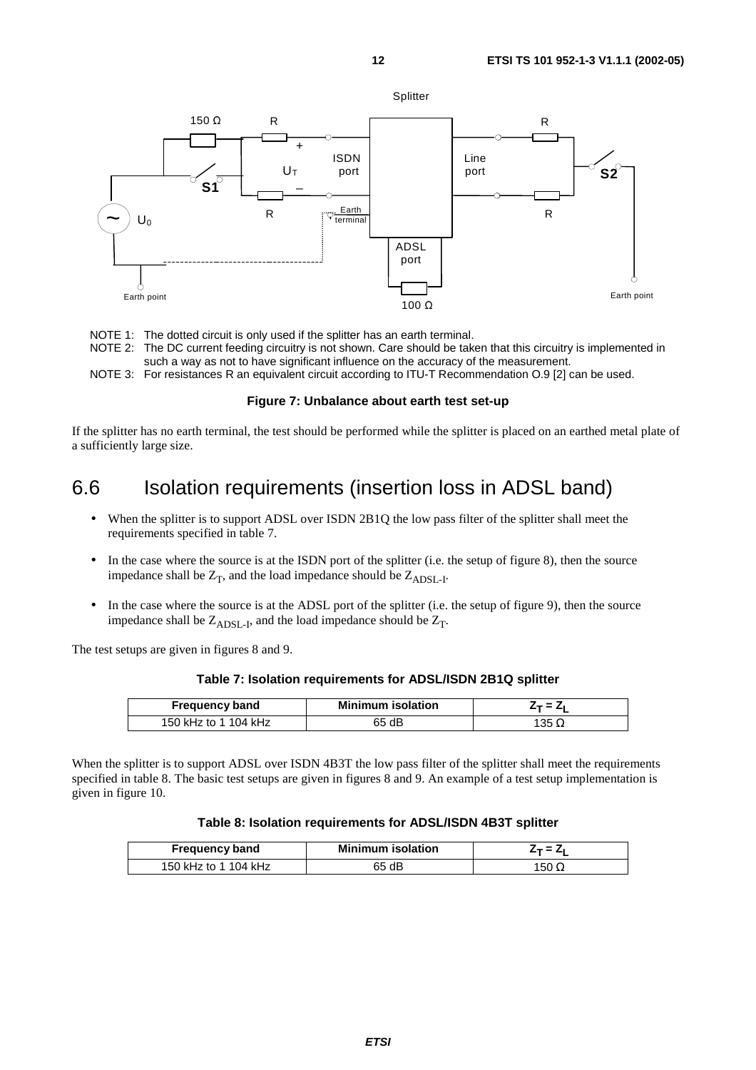NOTE 1: The dotted circuit is only used if the splitter has an earth terminal.
NOTE 2: The DC current feeding circuitry is not shown. Care should be taken that this circuitry is implemented in such a way as not to have significant influence on the accuracy of the measurement.
NOTE 3: For resistances R an equivalent circuit according to ITU-T Recommendation O.9 [2] can be used.

**Figure 7: Unbalance about earth test set-up**

If the splitter has no earth terminal, the test should be performed while the splitter is placed on an earthed metal plate of a sufficiently large size.

## 6.6 Isolation requirements (insertion loss in ADSL band)

- When the splitter is to support ADSL over ISDN 2B1Q the low pass filter of the splitter shall meet the requirements specified in table 7.
- In the case where the source is at the ISDN port of the splitter (i.e. the setup of figure 8), then the source impedance shall be $Z_T$, and the load impedance should be $Z_{ADSL-I}$.
- In the case where the source is at the ADSL port of the splitter (i.e. the setup of figure 9), then the source impedance shall be $Z_{ADSL-I}$, and the load impedance should be $Z_T$.

The test setups are given in figures 8 and 9.

**Table 7: Isolation requirements for ADSL/ISDN 2B1Q splitter**

| Frequency band | Minimum isolation | $Z_T = Z_L$ |
|---|---|---|
| 150 kHz to 1 104 kHz | 65 dB | 135 Ω |

When the splitter is to support ADSL over ISDN 4B3T the low pass filter of the splitter shall meet the requirements specified in table 8. The basic test setups are given in figures 8 and 9. An example of a test setup implementation is given in figure 10.

**Table 8: Isolation requirements for ADSL/ISDN 4B3T splitter**

| Frequency band | Minimum isolation | $Z_T = Z_L$ |
|---|---|---|
| 150 kHz to 1 104 kHz | 65 dB | 150 Ω |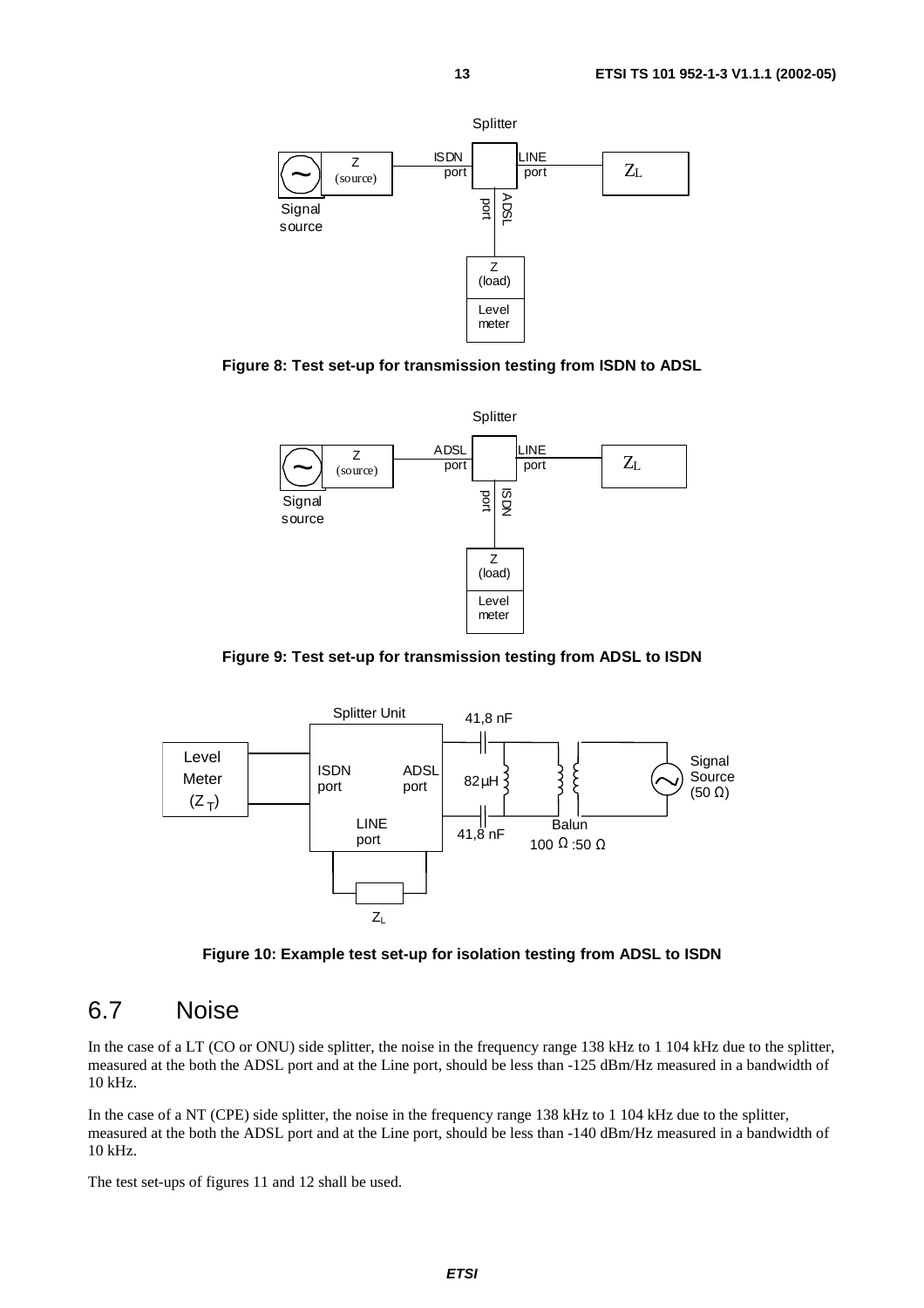**Figure 8: Test set-up for transmission testing from ISDN to ADSL**

**Figure 9: Test set-up for transmission testing from ADSL to ISDN**

**Figure 10: Example test set-up for isolation testing from ADSL to ISDN**

## 6.7 Noise

In the case of a LT (CO or ONU) side splitter, the noise in the frequency range 138 kHz to 1 104 kHz due to the splitter, measured at the both the ADSL port and at the Line port, should be less than -125 dBm/Hz measured in a bandwidth of 10 kHz.

In the case of a NT (CPE) side splitter, the noise in the frequency range 138 kHz to 1 104 kHz due to the splitter, measured at the both the ADSL port and at the Line port, should be less than -140 dBm/Hz measured in a bandwidth of 10 kHz.

The test set-ups of figures 11 and 12 shall be used.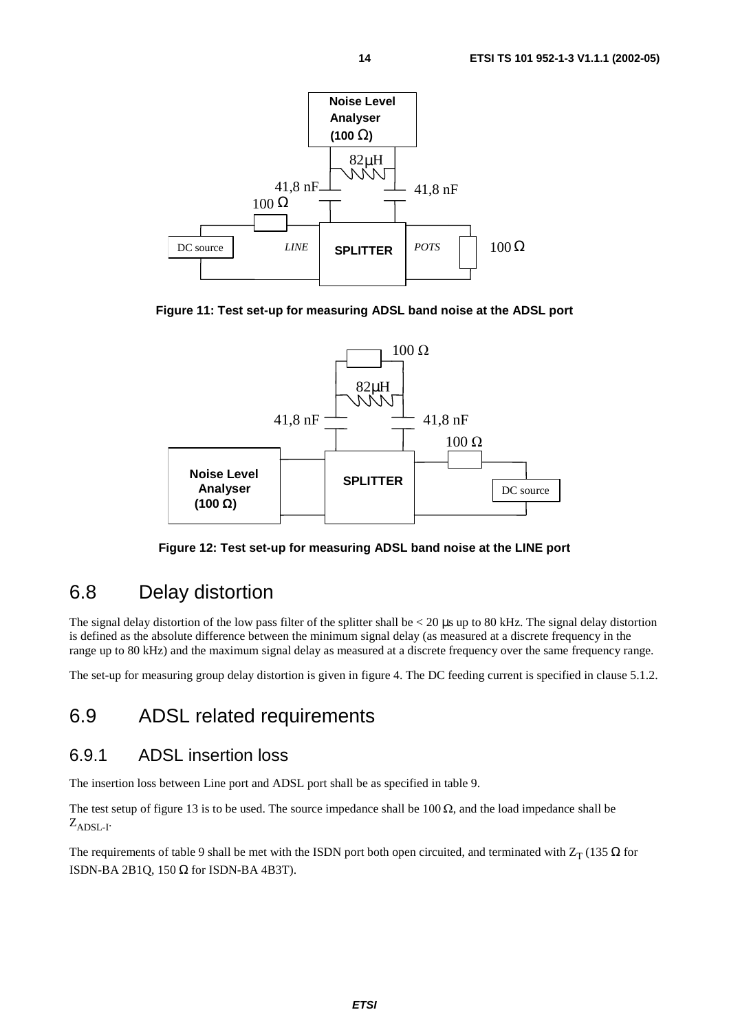Figure 11: Test set-up for measuring ADSL band noise at the ADSL port

Figure 12: Test set-up for measuring ADSL band noise at the LINE port

## 6.8 Delay distortion

The signal delay distortion of the low pass filter of the splitter shall be < 20 μs up to 80 kHz. The signal delay distortion is defined as the absolute difference between the minimum signal delay (as measured at a discrete frequency in the range up to 80 kHz) and the maximum signal delay as measured at a discrete frequency over the same frequency range.

The set-up for measuring group delay distortion is given in figure 4. The DC feeding current is specified in clause 5.1.2.

## 6.9 ADSL related requirements

### 6.9.1 ADSL insertion loss

The insertion loss between Line port and ADSL port shall be as specified in table 9.

The test setup of figure 13 is to be used. The source impedance shall be 100 Ω, and the load impedance shall be $Z_{ADSL-I}$.

The requirements of table 9 shall be met with the ISDN port both open circuited, and terminated with $Z_T$ (135 Ω for ISDN-BA 2B1Q, 150 Ω for ISDN-BA 4B3T).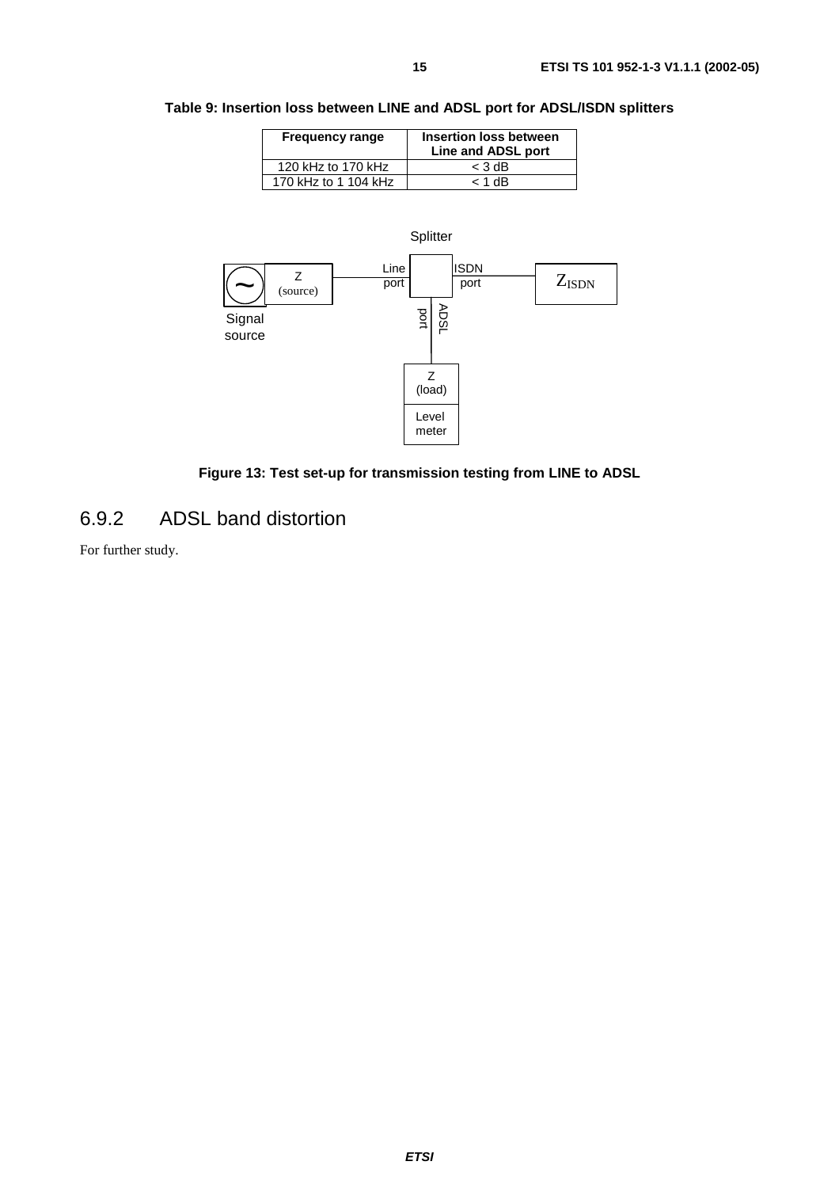**Table 9: Insertion loss between LINE and ADSL port for ADSL/ISDN splitters**

| Frequency range | Insertion loss between Line and ADSL port |
|---|---|
| 120 kHz to 170 kHz | < 3 dB |
| 170 kHz to 1 104 kHz | < 1 dB |

**Figure 13: Test set-up for transmission testing from LINE to ADSL**

## 6.9.2 ADSL band distortion

For further study.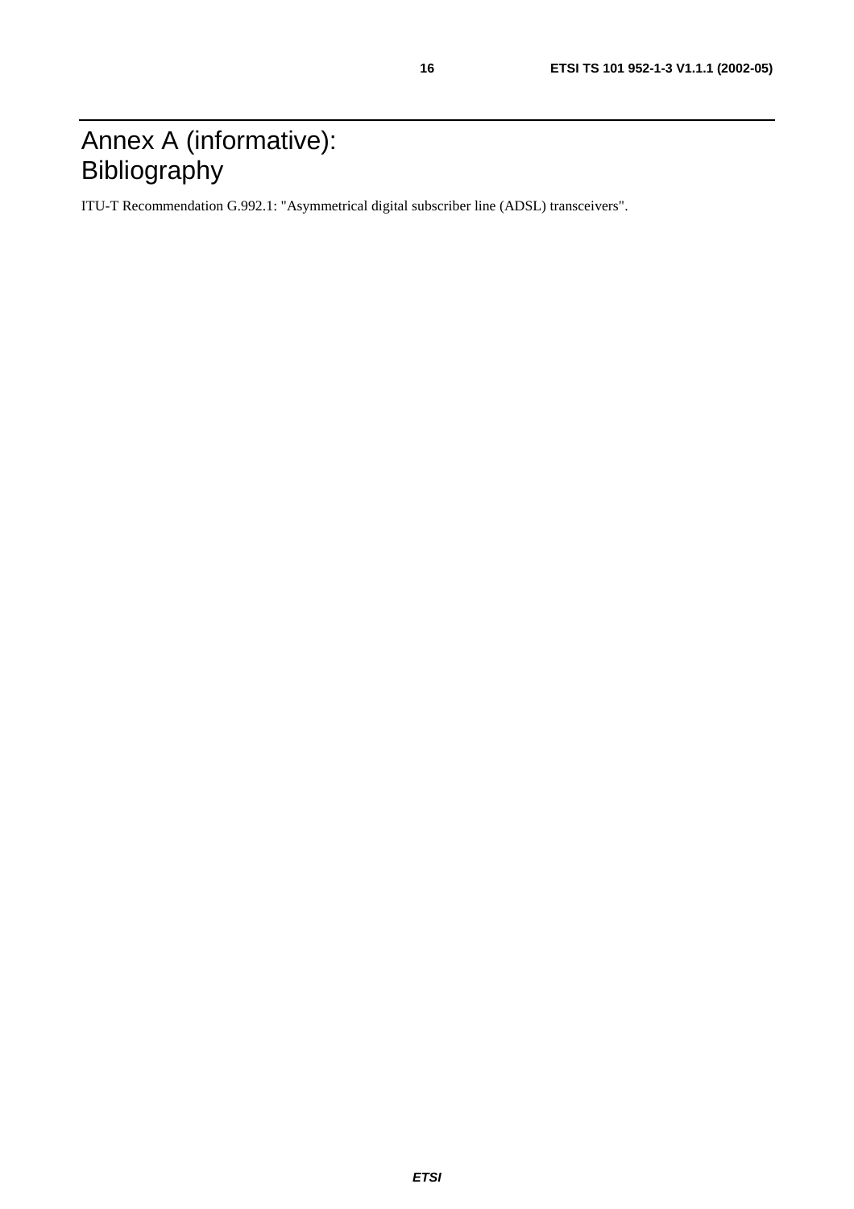# Annex A (informative): Bibliography

ITU-T Recommendation G.992.1: "Asymmetrical digital subscriber line (ADSL) transceivers".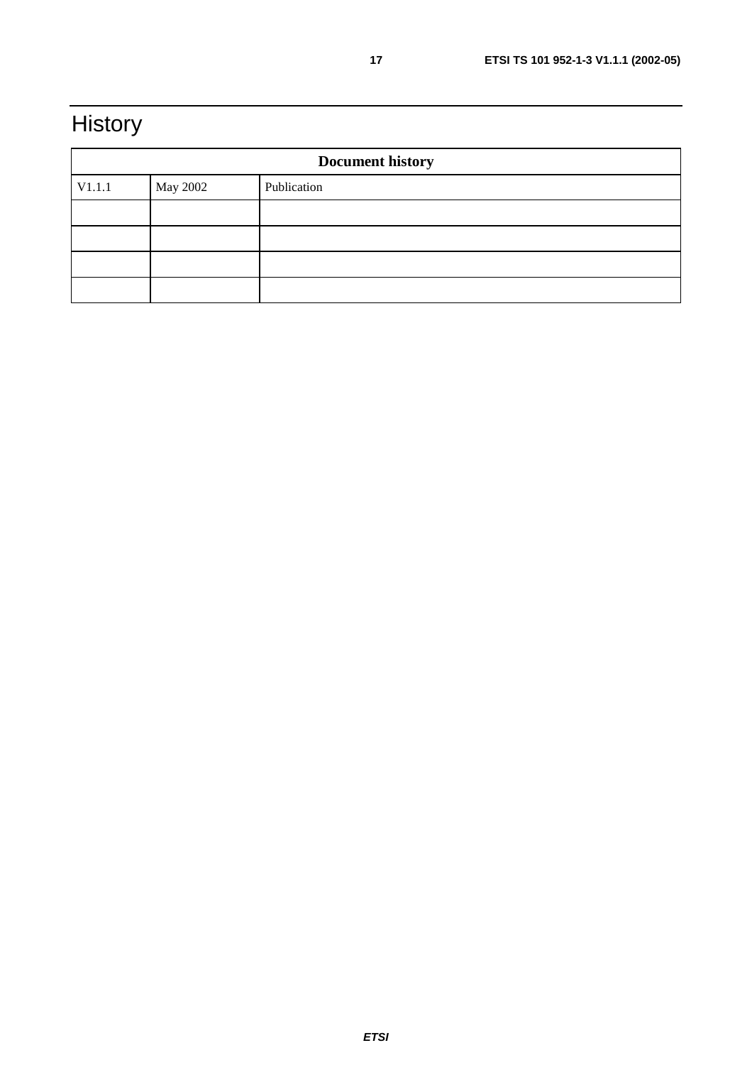# History

| Document history | | |
|---|---|---|
| V1.1.1 | May 2002 | Publication |
| | | |
| | | |
| | | |
| | | |